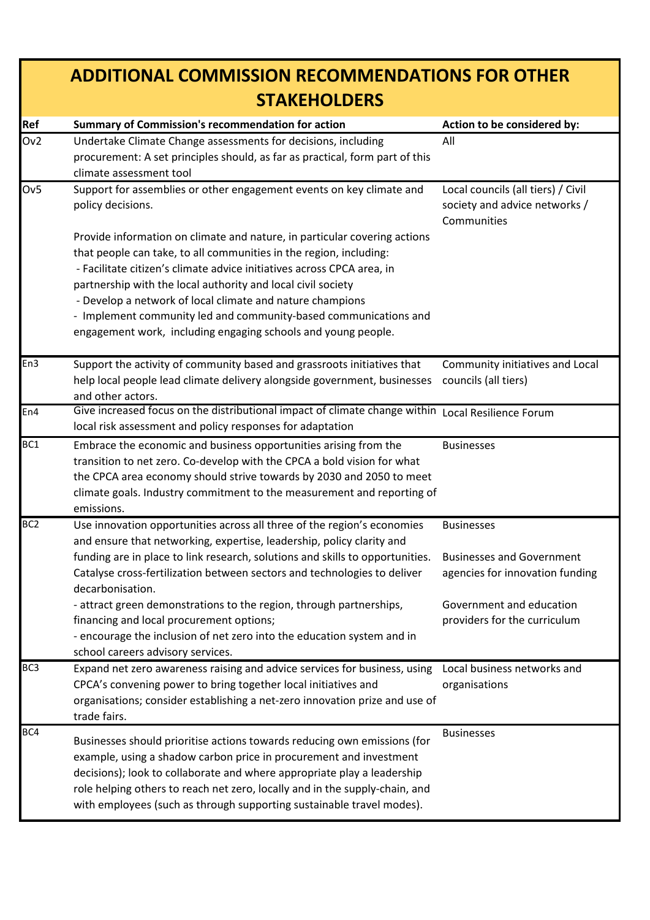# ADDITIONAL COMMISSION RECOMMENDATIONS FOR OTHER STAKEHOLDERS

| Ref | Summary of Commission's recommendation for action | Action to be considered by: |
| --- | --- | --- |
| Ov2 | Undertake Climate Change assessments for decisions, including procurement: A set principles should, as far as practical, form part of this climate assessment tool | All |
| Ov5 | Support for assemblies or other engagement events on key climate and policy decisions.<br><br>Provide information on climate and nature, in particular covering actions that people can take, to all communities in the region, including:<br>- Facilitate citizen's climate advice initiatives across CPCA area, in partnership with the local authority and local civil society<br>- Develop a network of local climate and nature champions<br>- Implement community led and community-based communications and engagement work, including engaging schools and young people. | Local councils (all tiers) / Civil society and advice networks / Communities |
| En3 | Support the activity of community based and grassroots initiatives that help local people lead climate delivery alongside government, businesses and other actors. | Community initiatives and Local councils (all tiers) |
| En4 | Give increased focus on the distributional impact of climate change within local risk assessment and policy responses for adaptation | Local Resilience Forum |
| BC1 | Embrace the economic and business opportunities arising from the transition to net zero. Co-develop with the CPCA a bold vision for what the CPCA area economy should strive towards by 2030 and 2050 to meet climate goals. Industry commitment to the measurement and reporting of emissions. | Businesses |
| BC2 | Use innovation opportunities across all three of the region's economies and ensure that networking, expertise, leadership, policy clarity and funding are in place to link research, solutions and skills to opportunities. Catalyse cross-fertilization between sectors and technologies to deliver decarbonisation.<br>- attract green demonstrations to the region, through partnerships, financing and local procurement options;<br>- encourage the inclusion of net zero into the education system and in school careers advisory services. | Businesses<br><br>Businesses and Government agencies for innovation funding<br><br>Government and education providers for the curriculum |
| BC3 | Expand net zero awareness raising and advice services for business, using CPCA's convening power to bring together local initiatives and organisations; consider establishing a net-zero innovation prize and use of trade fairs. | Local business networks and organisations |
| BC4 | Businesses should prioritise actions towards reducing own emissions (for example, using a shadow carbon price in procurement and investment decisions); look to collaborate and where appropriate play a leadership role helping others to reach net zero, locally and in the supply-chain, and with employees (such as through supporting sustainable travel modes). | Businesses |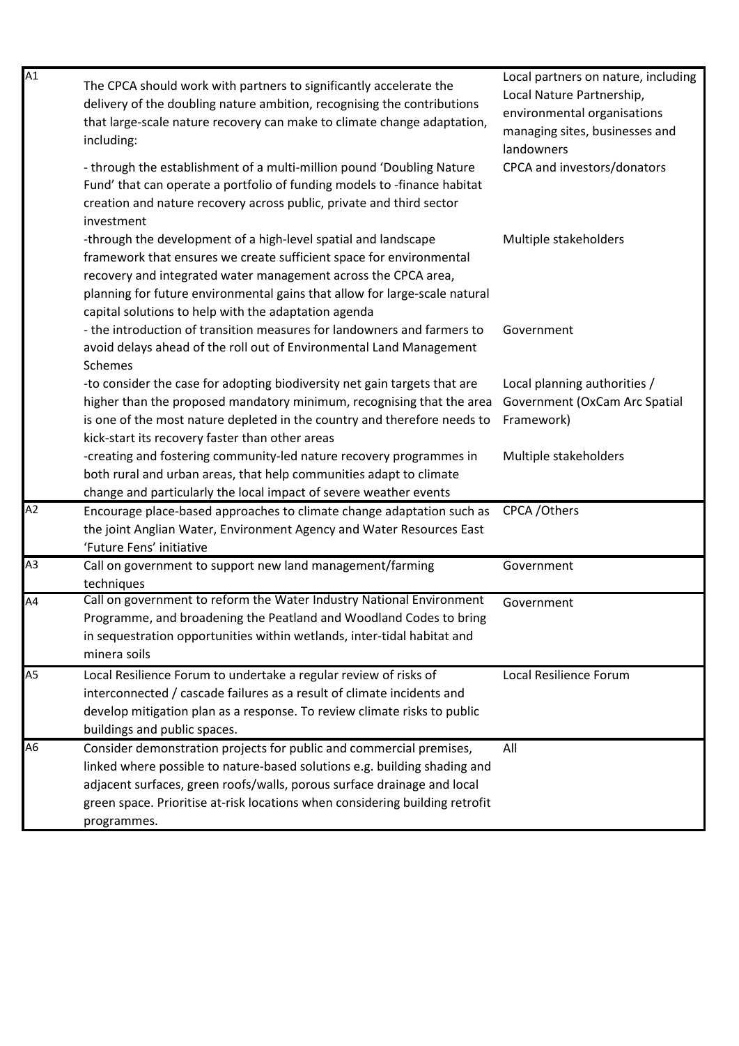| | | |
|---|---|---|
| A1 | The CPCA should work with partners to significantly accelerate the delivery of the doubling nature ambition, recognising the contributions that large-scale nature recovery can make to climate change adaptation, including: | Local partners on nature, including Local Nature Partnership, environmental organisations managing sites, businesses and landowners |
| | - through the establishment of a multi-million pound 'Doubling Nature Fund' that can operate a portfolio of funding models to -finance habitat creation and nature recovery across public, private and third sector investment | CPCA and investors/donators |
| | -through the development of a high-level spatial and landscape framework that ensures we create sufficient space for environmental recovery and integrated water management across the CPCA area, planning for future environmental gains that allow for large-scale natural capital solutions to help with the adaptation agenda | Multiple stakeholders |
| | - the introduction of transition measures for landowners and farmers to avoid delays ahead of the roll out of Environmental Land Management Schemes | Government |
| | -to consider the case for adopting biodiversity net gain targets that are higher than the proposed mandatory minimum, recognising that the area is one of the most nature depleted in the country and therefore needs to kick-start its recovery faster than other areas | Local planning authorities / Government (OxCam Arc Spatial Framework) |
| | -creating and fostering community-led nature recovery programmes in both rural and urban areas, that help communities adapt to climate change and particularly the local impact of severe weather events | Multiple stakeholders |
| A2 | Encourage place-based approaches to climate change adaptation such as the joint Anglian Water, Environment Agency and Water Resources East 'Future Fens' initiative | CPCA /Others |
| A3 | Call on government to support new land management/farming techniques | Government |
| A4 | Call on government to reform the Water Industry National Environment Programme, and broadening the Peatland and Woodland Codes to bring in sequestration opportunities within wetlands, inter-tidal habitat and minera soils | Government |
| A5 | Local Resilience Forum to undertake a regular review of risks of interconnected / cascade failures as a result of climate incidents and develop mitigation plan as a response. To review climate risks to public buildings and public spaces. | Local Resilience Forum |
| A6 | Consider demonstration projects for public and commercial premises, linked where possible to nature-based solutions e.g. building shading and adjacent surfaces, green roofs/walls, porous surface drainage and local green space. Prioritise at-risk locations when considering building retrofit programmes. | All |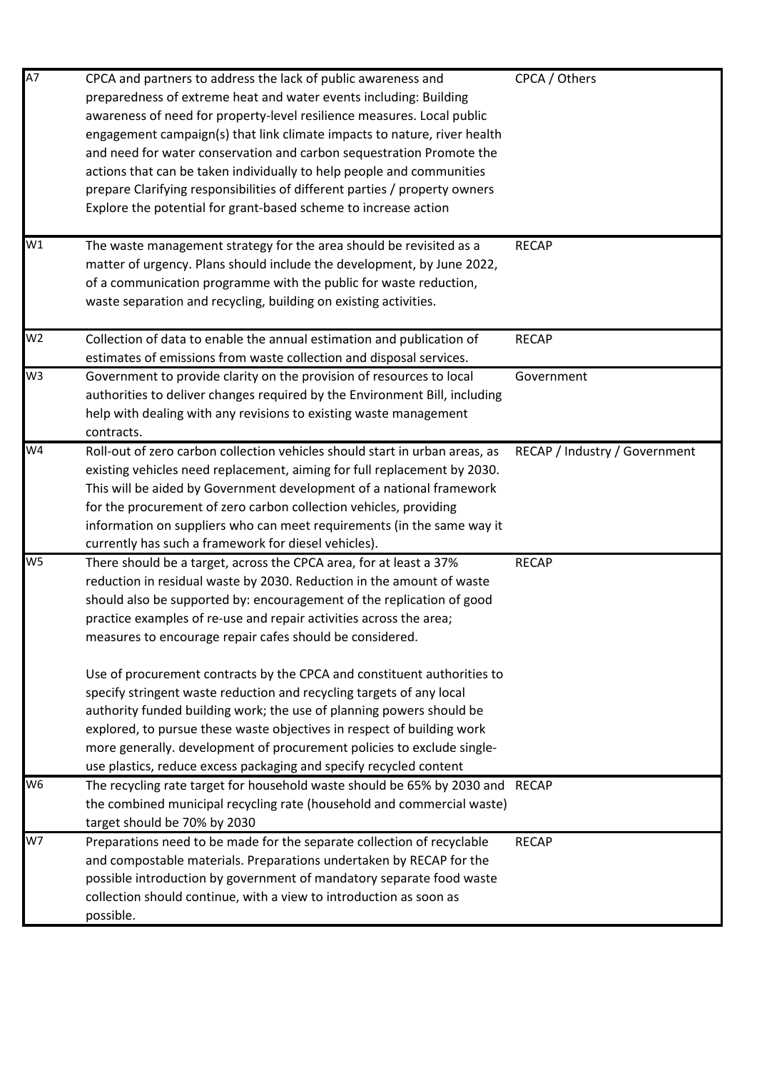| | | |
|---|---|---|
| A7 | CPCA and partners to address the lack of public awareness and preparedness of extreme heat and water events including: Building awareness of need for property-level resilience measures. Local public engagement campaign(s) that link climate impacts to nature, river health and need for water conservation and carbon sequestration Promote the actions that can be taken individually to help people and communities prepare Clarifying responsibilities of different parties / property owners Explore the potential for grant-based scheme to increase action | CPCA / Others |
| W1 | The waste management strategy for the area should be revisited as a matter of urgency. Plans should include the development, by June 2022, of a communication programme with the public for waste reduction, waste separation and recycling, building on existing activities. | RECAP |
| W2 | Collection of data to enable the annual estimation and publication of estimates of emissions from waste collection and disposal services. | RECAP |
| W3 | Government to provide clarity on the provision of resources to local authorities to deliver changes required by the Environment Bill, including help with dealing with any revisions to existing waste management contracts. | Government |
| W4 | Roll-out of zero carbon collection vehicles should start in urban areas, as existing vehicles need replacement, aiming for full replacement by 2030. This will be aided by Government development of a national framework for the procurement of zero carbon collection vehicles, providing information on suppliers who can meet requirements (in the same way it currently has such a framework for diesel vehicles). | RECAP / Industry / Government |
| W5 | There should be a target, across the CPCA area, for at least a 37% reduction in residual waste by 2030. Reduction in the amount of waste should also be supported by: encouragement of the replication of good practice examples of re-use and repair activities across the area; measures to encourage repair cafes should be considered.<br><br>Use of procurement contracts by the CPCA and constituent authorities to specify stringent waste reduction and recycling targets of any local authority funded building work; the use of planning powers should be explored, to pursue these waste objectives in respect of building work more generally. development of procurement policies to exclude single-use plastics, reduce excess packaging and specify recycled content | RECAP |
| W6 | The recycling rate target for household waste should be 65% by 2030 and the combined municipal recycling rate (household and commercial waste) target should be 70% by 2030 | RECAP |
| W7 | Preparations need to be made for the separate collection of recyclable and compostable materials. Preparations undertaken by RECAP for the possible introduction by government of mandatory separate food waste collection should continue, with a view to introduction as soon as possible. | RECAP |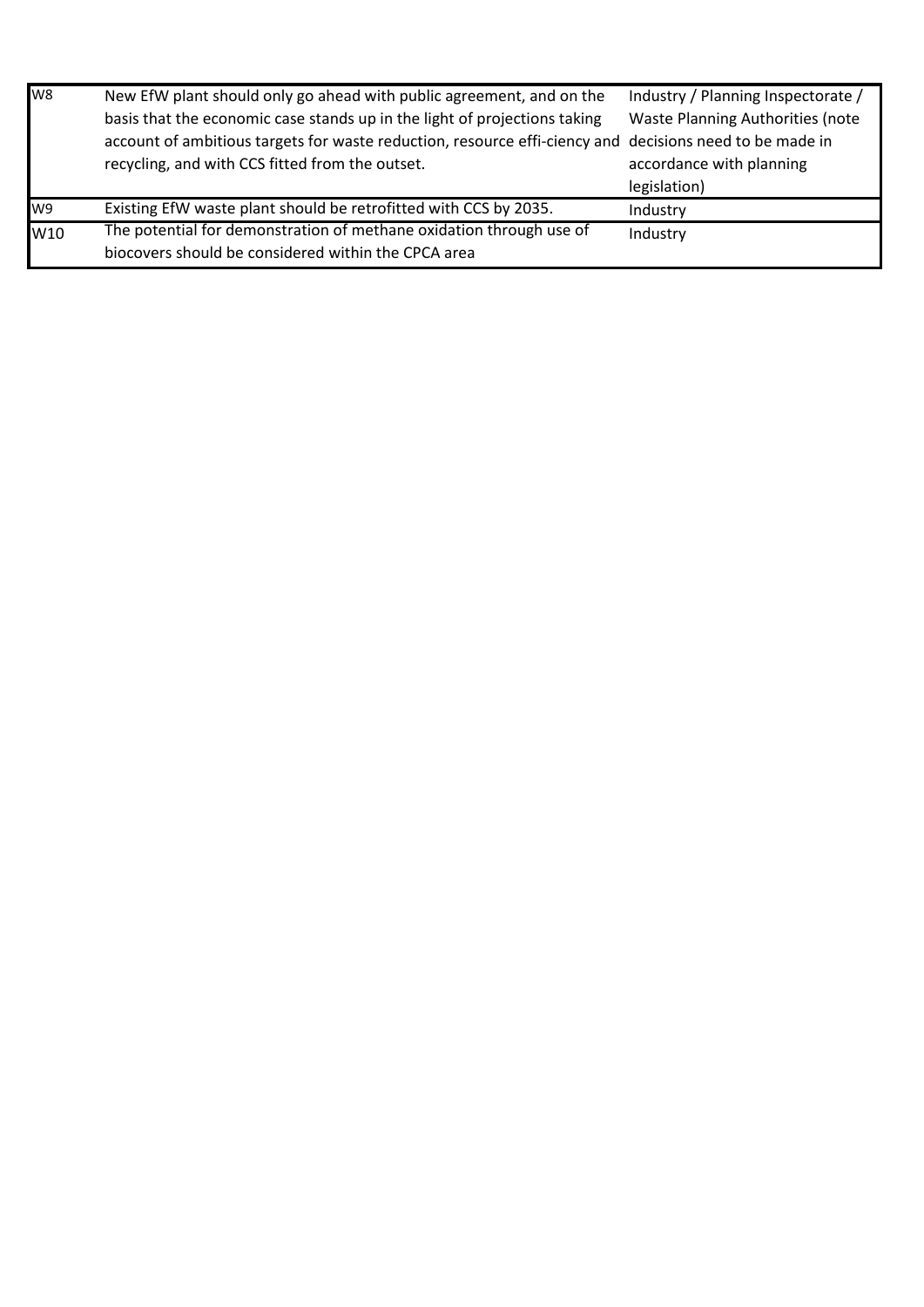| | | |
|---|---|---|
| W8 | New EfW plant should only go ahead with public agreement, and on the basis that the economic case stands up in the light of projections taking account of ambitious targets for waste reduction, resource effi-ciency and recycling, and with CCS fitted from the outset. | Industry / Planning Inspectorate / Waste Planning Authorities (note decisions need to be made in accordance with planning legislation) |
| W9 | Existing EfW waste plant should be retrofitted with CCS by 2035. | Industry |
| W10 | The potential for demonstration of methane oxidation through use of biocovers should be considered within the CPCA area | Industry |